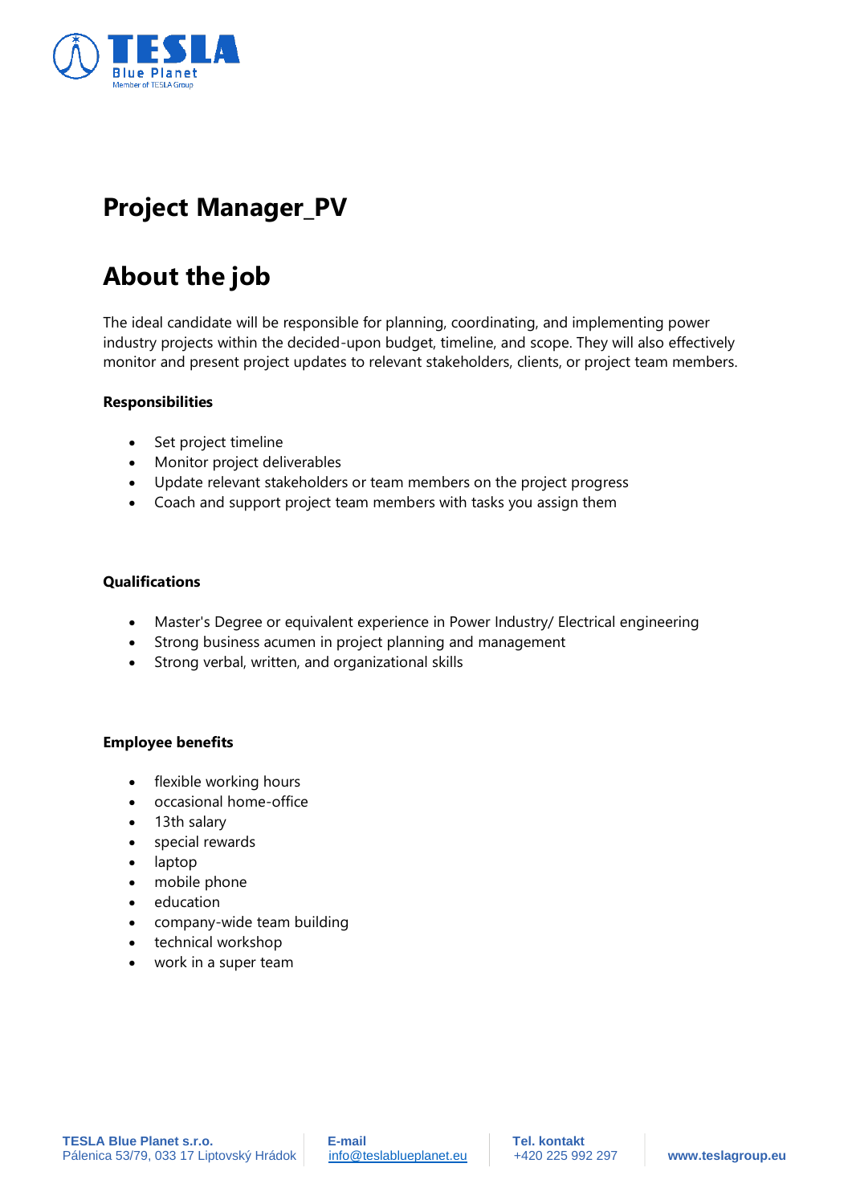# Project Manager_PV

# About the job

The ideal candidate will be responsible for planning, coordinating, and implementing power industry projects within the decided-upon budget, timeline, and scope. They will also effectively monitor and present project updates to relevant stakeholders, clients, or project team members.

**Responsibilities**

- Set project timeline
- Monitor project deliverables
- Update relevant stakeholders or team members on the project progress
- Coach and support project team members with tasks you assign them

**Qualifications**

- Master's Degree or equivalent experience in Power Industry/ Electrical engineering
- Strong business acumen in project planning and management
- Strong verbal, written, and organizational skills

**Employee benefits**

- flexible working hours
- occasional home-office
- 13th salary
- special rewards
- laptop
- mobile phone
- education
- company-wide team building
- technical workshop
- work in a super team

**TESLA Blue Planet s.r.o.**
Pálenica 53/79, 033 17 Liptovský Hrádok

**E-mail**
info@teslablueplanet.eu

**Tel. kontakt**
+420 225 992 297

**www.teslagroup.eu**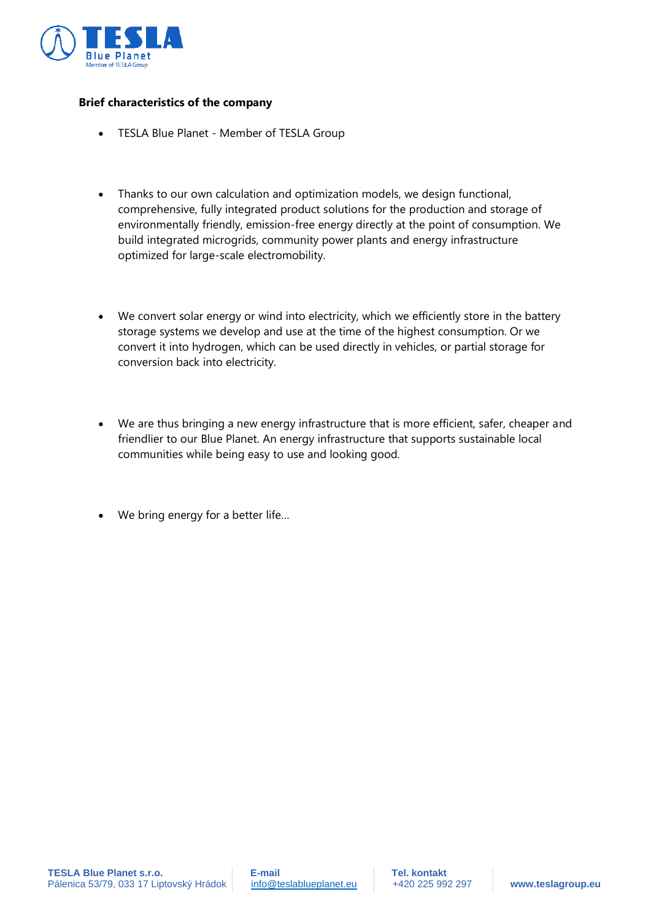**Brief characteristics of the company**

- TESLA Blue Planet - Member of TESLA Group

- Thanks to our own calculation and optimization models, we design functional, comprehensive, fully integrated product solutions for the production and storage of environmentally friendly, emission-free energy directly at the point of consumption. We build integrated microgrids, community power plants and energy infrastructure optimized for large-scale electromobility.

- We convert solar energy or wind into electricity, which we efficiently store in the battery storage systems we develop and use at the time of the highest consumption. Or we convert it into hydrogen, which can be used directly in vehicles, or partial storage for conversion back into electricity.

- We are thus bringing a new energy infrastructure that is more efficient, safer, cheaper and friendlier to our Blue Planet. An energy infrastructure that supports sustainable local communities while being easy to use and looking good.

- We bring energy for a better life…